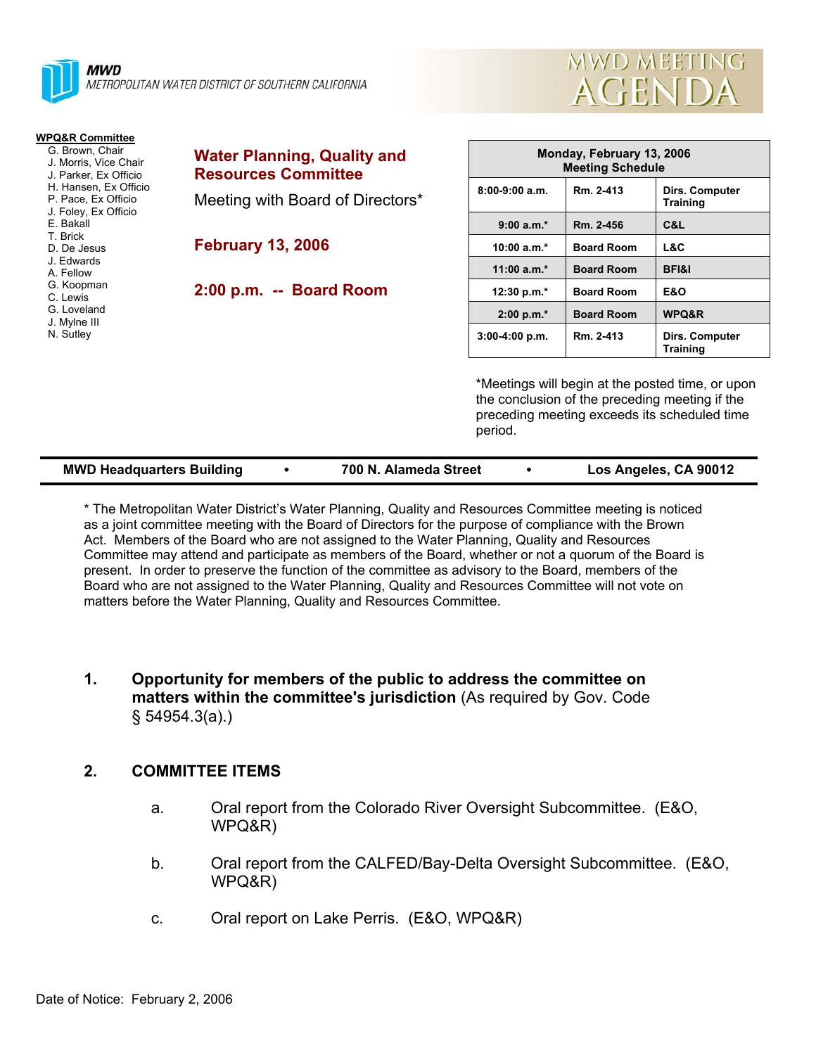**MWD**
METROPOLITAN WATER DISTRICT OF SOUTHERN CALIFORNIA

# MWD MEETING AGENDA

**WPQ&R Committee**
- G. Brown, Chair
- J. Morris, Vice Chair
- J. Parker, Ex Officio
- H. Hansen, Ex Officio
- P. Pace, Ex Officio
- J. Foley, Ex Officio
- E. Bakall
- T. Brick
- D. De Jesus
- J. Edwards
- A. Fellow
- G. Koopman
- C. Lewis
- G. Loveland
- J. Mylne III
- N. Sutley

## Water Planning, Quality and Resources Committee

Meeting with Board of Directors*

**February 13, 2006**

**2:00 p.m. -- Board Room**

| Monday, February 13, 2006 Meeting Schedule | | |
|---|---|---|
| 8:00-9:00 a.m. | Rm. 2-413 | Dirs. Computer Training |
| 9:00 a.m.* | Rm. 2-456 | C&L |
| 10:00 a.m.* | Board Room | L&C |
| 11:00 a.m.* | Board Room | BFI&I |
| 12:30 p.m.* | Board Room | E&O |
| 2:00 p.m.* | Board Room | WPQ&R |
| 3:00-4:00 p.m. | Rm. 2-413 | Dirs. Computer Training |

*Meetings will begin at the posted time, or upon the conclusion of the preceding meeting if the preceding meeting exceeds its scheduled time period.

**MWD Headquarters Building • 700 N. Alameda Street • Los Angeles, CA 90012**

* The Metropolitan Water District's Water Planning, Quality and Resources Committee meeting is noticed as a joint committee meeting with the Board of Directors for the purpose of compliance with the Brown Act. Members of the Board who are not assigned to the Water Planning, Quality and Resources Committee may attend and participate as members of the Board, whether or not a quorum of the Board is present. In order to preserve the function of the committee as advisory to the Board, members of the Board who are not assigned to the Water Planning, Quality and Resources Committee will not vote on matters before the Water Planning, Quality and Resources Committee.

1. **Opportunity for members of the public to address the committee on matters within the committee's jurisdiction** (As required by Gov. Code § 54954.3(a).)

2. **COMMITTEE ITEMS**

   a. Oral report from the Colorado River Oversight Subcommittee. (E&O, WPQ&R)

   b. Oral report from the CALFED/Bay-Delta Oversight Subcommittee. (E&O, WPQ&R)

   c. Oral report on Lake Perris. (E&O, WPQ&R)

Date of Notice: February 2, 2006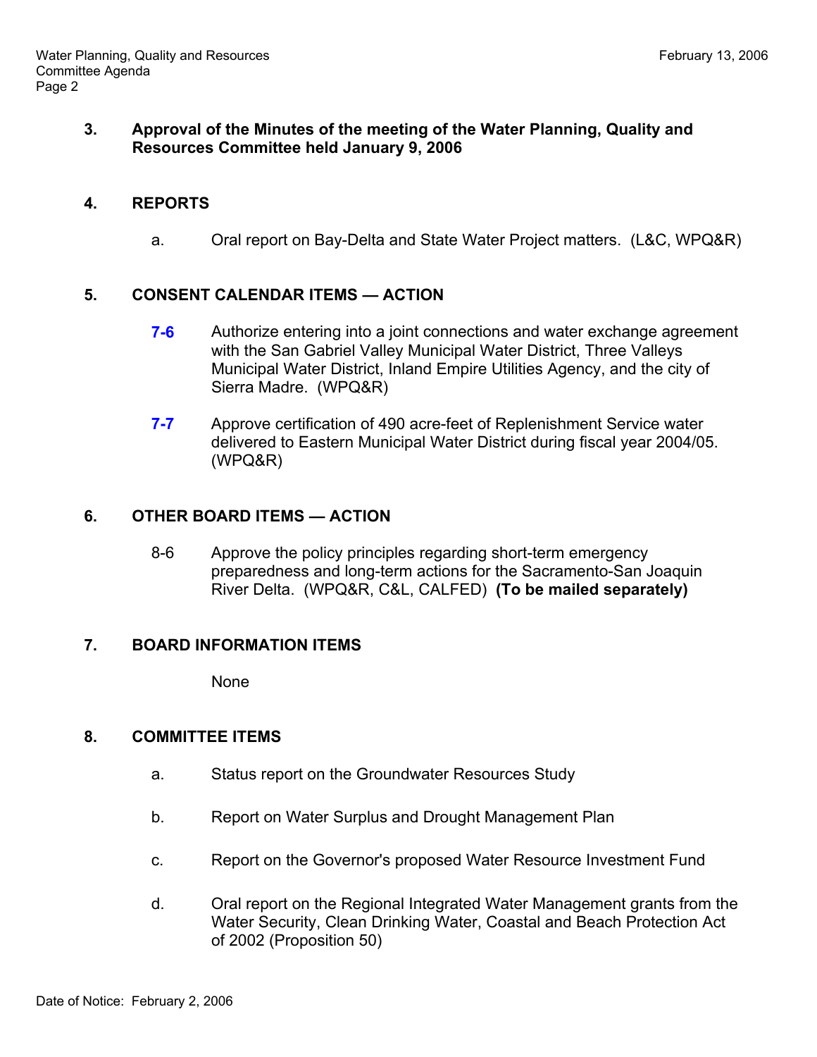**3. Approval of the Minutes of the meeting of the Water Planning, Quality and Resources Committee held January 9, 2006**

**4. REPORTS**

a. Oral report on Bay-Delta and State Water Project matters. (L&C, WPQ&R)

**5. CONSENT CALENDAR ITEMS — ACTION**

**7-6** Authorize entering into a joint connections and water exchange agreement with the San Gabriel Valley Municipal Water District, Three Valleys Municipal Water District, Inland Empire Utilities Agency, and the city of Sierra Madre. (WPQ&R)

**7-7** Approve certification of 490 acre-feet of Replenishment Service water delivered to Eastern Municipal Water District during fiscal year 2004/05. (WPQ&R)

**6. OTHER BOARD ITEMS — ACTION**

8-6 Approve the policy principles regarding short-term emergency preparedness and long-term actions for the Sacramento-San Joaquin River Delta. (WPQ&R, C&L, CALFED) **(To be mailed separately)**

**7. BOARD INFORMATION ITEMS**

None

**8. COMMITTEE ITEMS**

a. Status report on the Groundwater Resources Study

b. Report on Water Surplus and Drought Management Plan

c. Report on the Governor's proposed Water Resource Investment Fund

d. Oral report on the Regional Integrated Water Management grants from the Water Security, Clean Drinking Water, Coastal and Beach Protection Act of 2002 (Proposition 50)

Date of Notice: February 2, 2006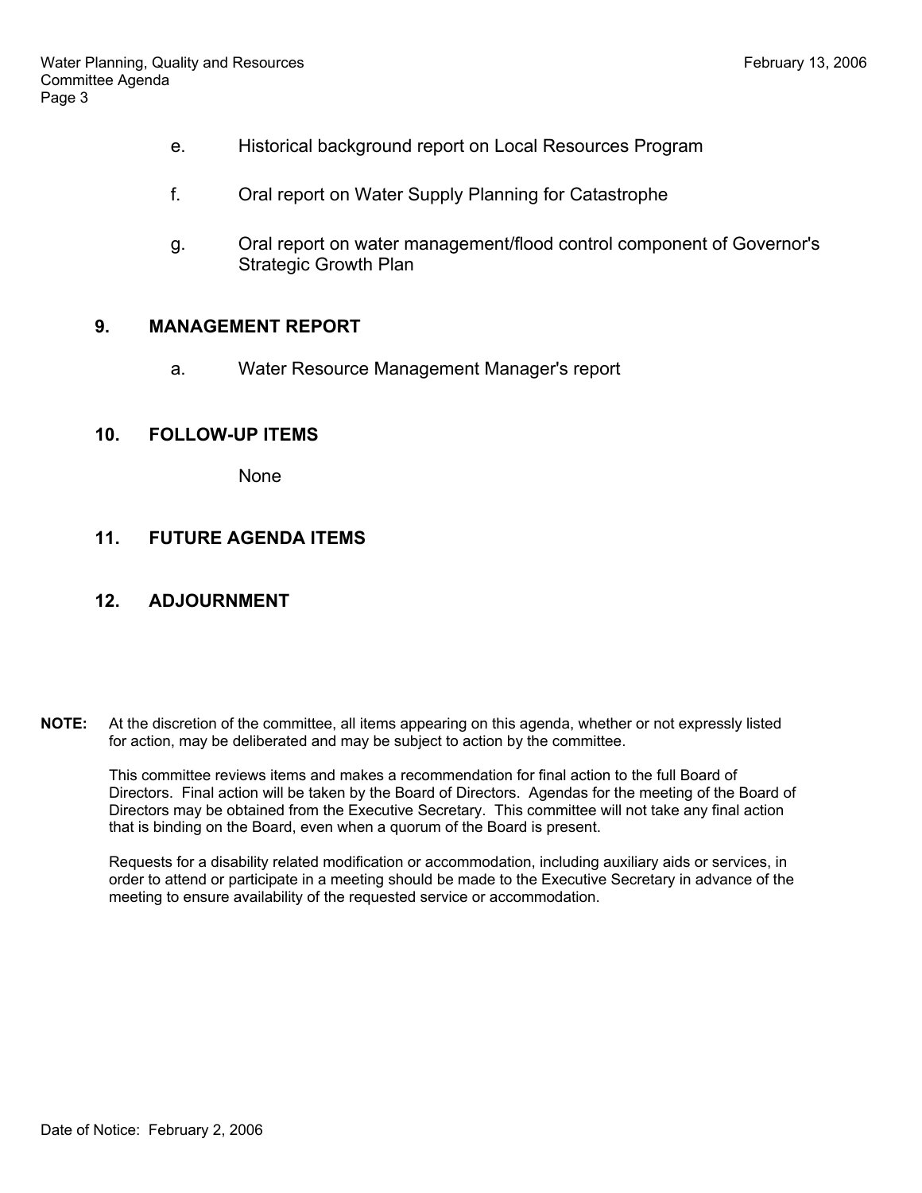e. Historical background report on Local Resources Program

f. Oral report on Water Supply Planning for Catastrophe

g. Oral report on water management/flood control component of Governor's Strategic Growth Plan

**9. MANAGEMENT REPORT**

a. Water Resource Management Manager's report

**10. FOLLOW-UP ITEMS**

None

**11. FUTURE AGENDA ITEMS**

**12. ADJOURNMENT**

**NOTE:** At the discretion of the committee, all items appearing on this agenda, whether or not expressly listed for action, may be deliberated and may be subject to action by the committee.

This committee reviews items and makes a recommendation for final action to the full Board of Directors. Final action will be taken by the Board of Directors. Agendas for the meeting of the Board of Directors may be obtained from the Executive Secretary. This committee will not take any final action that is binding on the Board, even when a quorum of the Board is present.

Requests for a disability related modification or accommodation, including auxiliary aids or services, in order to attend or participate in a meeting should be made to the Executive Secretary in advance of the meeting to ensure availability of the requested service or accommodation.

Date of Notice: February 2, 2006